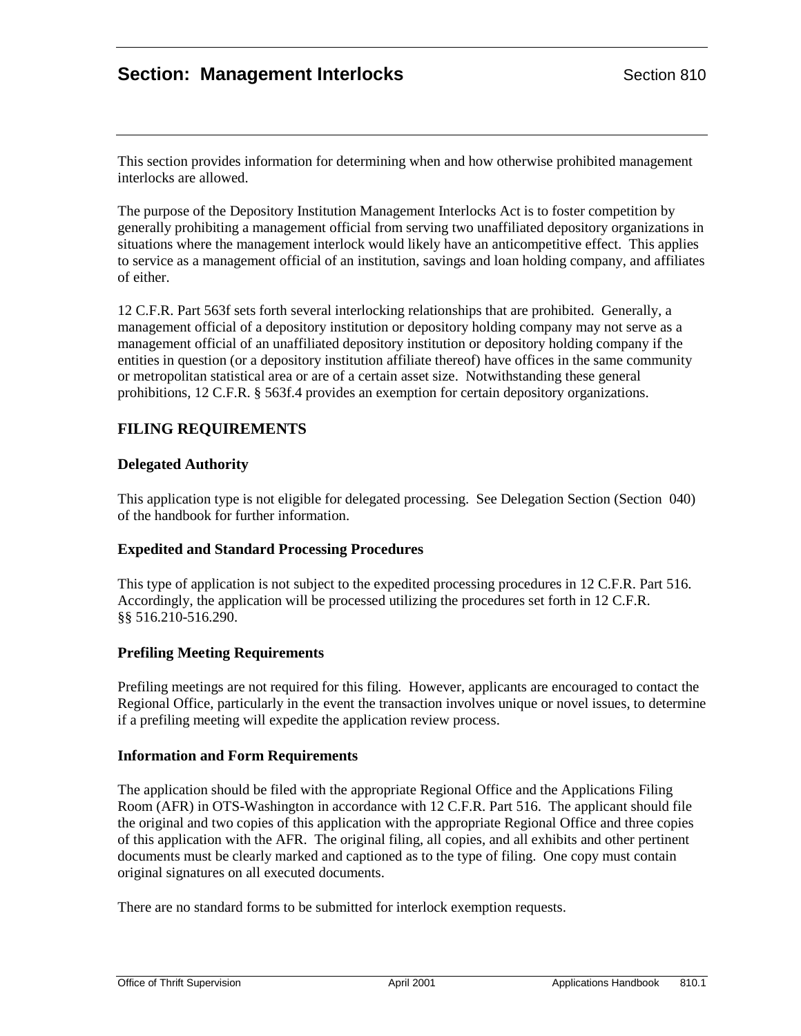# Section: Management Interlocks Section 810

This section provides information for determining when and how otherwise prohibited management interlocks are allowed.

The purpose of the Depository Institution Management Interlocks Act is to foster competition by generally prohibiting a management official from serving two unaffiliated depository organizations in situations where the management interlock would likely have an anticompetitive effect. This applies to service as a management official of an institution, savings and loan holding company, and affiliates of either.

12 C.F.R. Part 563f sets forth several interlocking relationships that are prohibited. Generally, a management official of a depository institution or depository holding company may not serve as a management official of an unaffiliated depository institution or depository holding company if the entities in question (or a depository institution affiliate thereof) have offices in the same community or metropolitan statistical area or are of a certain asset size. Notwithstanding these general prohibitions, 12 C.F.R. § 563f.4 provides an exemption for certain depository organizations.

## FILING REQUIREMENTS

### Delegated Authority

This application type is not eligible for delegated processing. See Delegation Section (Section 040) of the handbook for further information.

### Expedited and Standard Processing Procedures

This type of application is not subject to the expedited processing procedures in 12 C.F.R. Part 516. Accordingly, the application will be processed utilizing the procedures set forth in 12 C.F.R. §§ 516.210-516.290.

### Prefiling Meeting Requirements

Prefiling meetings are not required for this filing. However, applicants are encouraged to contact the Regional Office, particularly in the event the transaction involves unique or novel issues, to determine if a prefiling meeting will expedite the application review process.

### Information and Form Requirements

The application should be filed with the appropriate Regional Office and the Applications Filing Room (AFR) in OTS-Washington in accordance with 12 C.F.R. Part 516. The applicant should file the original and two copies of this application with the appropriate Regional Office and three copies of this application with the AFR. The original filing, all copies, and all exhibits and other pertinent documents must be clearly marked and captioned as to the type of filing. One copy must contain original signatures on all executed documents.

There are no standard forms to be submitted for interlock exemption requests.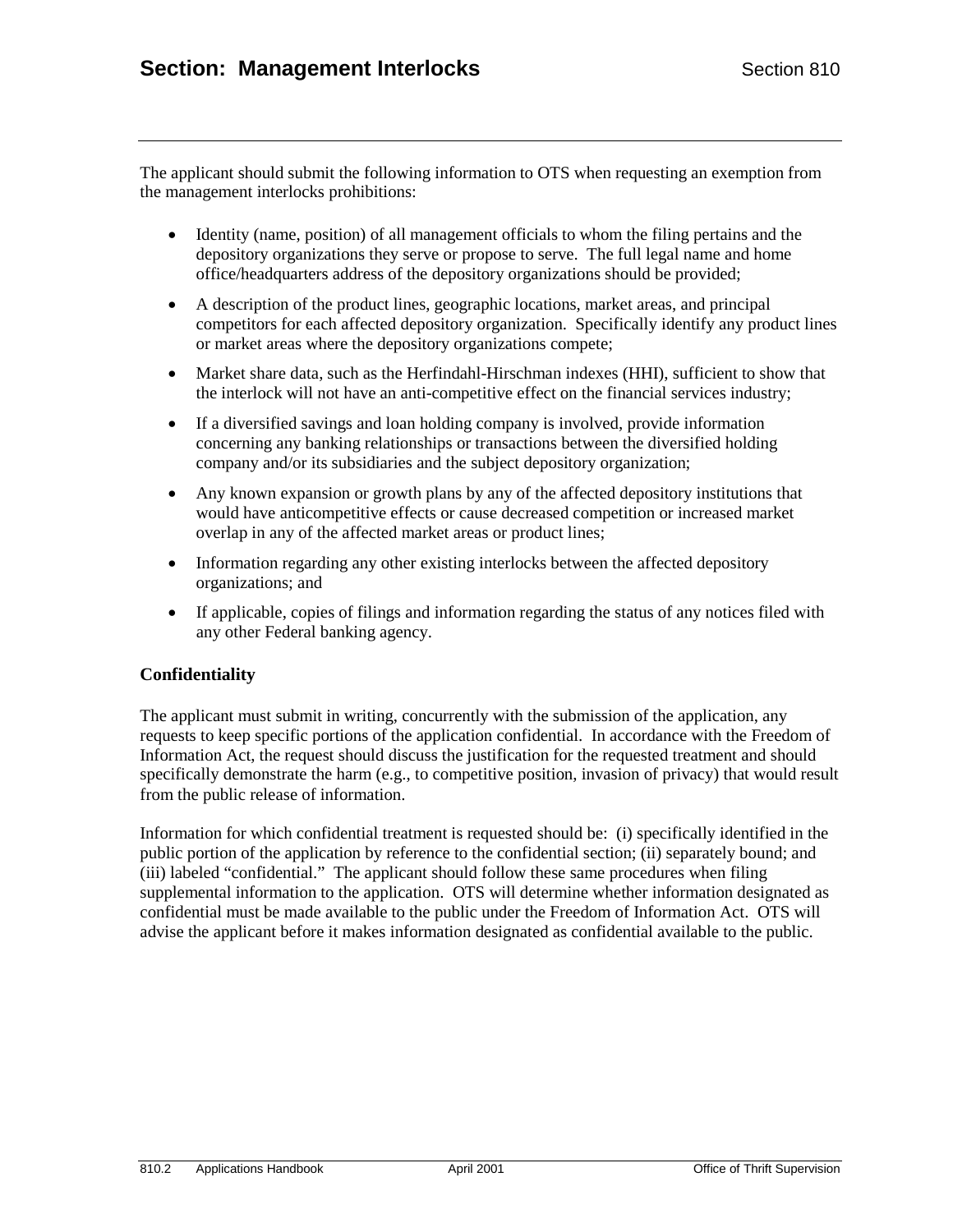The applicant should submit the following information to OTS when requesting an exemption from the management interlocks prohibitions:

- Identity (name, position) of all management officials to whom the filing pertains and the depository organizations they serve or propose to serve. The full legal name and home office/headquarters address of the depository organizations should be provided;
- A description of the product lines, geographic locations, market areas, and principal competitors for each affected depository organization. Specifically identify any product lines or market areas where the depository organizations compete;
- Market share data, such as the Herfindahl-Hirschman indexes (HHI), sufficient to show that the interlock will not have an anti-competitive effect on the financial services industry;
- If a diversified savings and loan holding company is involved, provide information concerning any banking relationships or transactions between the diversified holding company and/or its subsidiaries and the subject depository organization;
- Any known expansion or growth plans by any of the affected depository institutions that would have anticompetitive effects or cause decreased competition or increased market overlap in any of the affected market areas or product lines;
- Information regarding any other existing interlocks between the affected depository organizations; and
- If applicable, copies of filings and information regarding the status of any notices filed with any other Federal banking agency.

### Confidentiality

The applicant must submit in writing, concurrently with the submission of the application, any requests to keep specific portions of the application confidential. In accordance with the Freedom of Information Act, the request should discuss the justification for the requested treatment and should specifically demonstrate the harm (e.g., to competitive position, invasion of privacy) that would result from the public release of information.

Information for which confidential treatment is requested should be: (i) specifically identified in the public portion of the application by reference to the confidential section; (ii) separately bound; and (iii) labeled "confidential." The applicant should follow these same procedures when filing supplemental information to the application. OTS will determine whether information designated as confidential must be made available to the public under the Freedom of Information Act. OTS will advise the applicant before it makes information designated as confidential available to the public.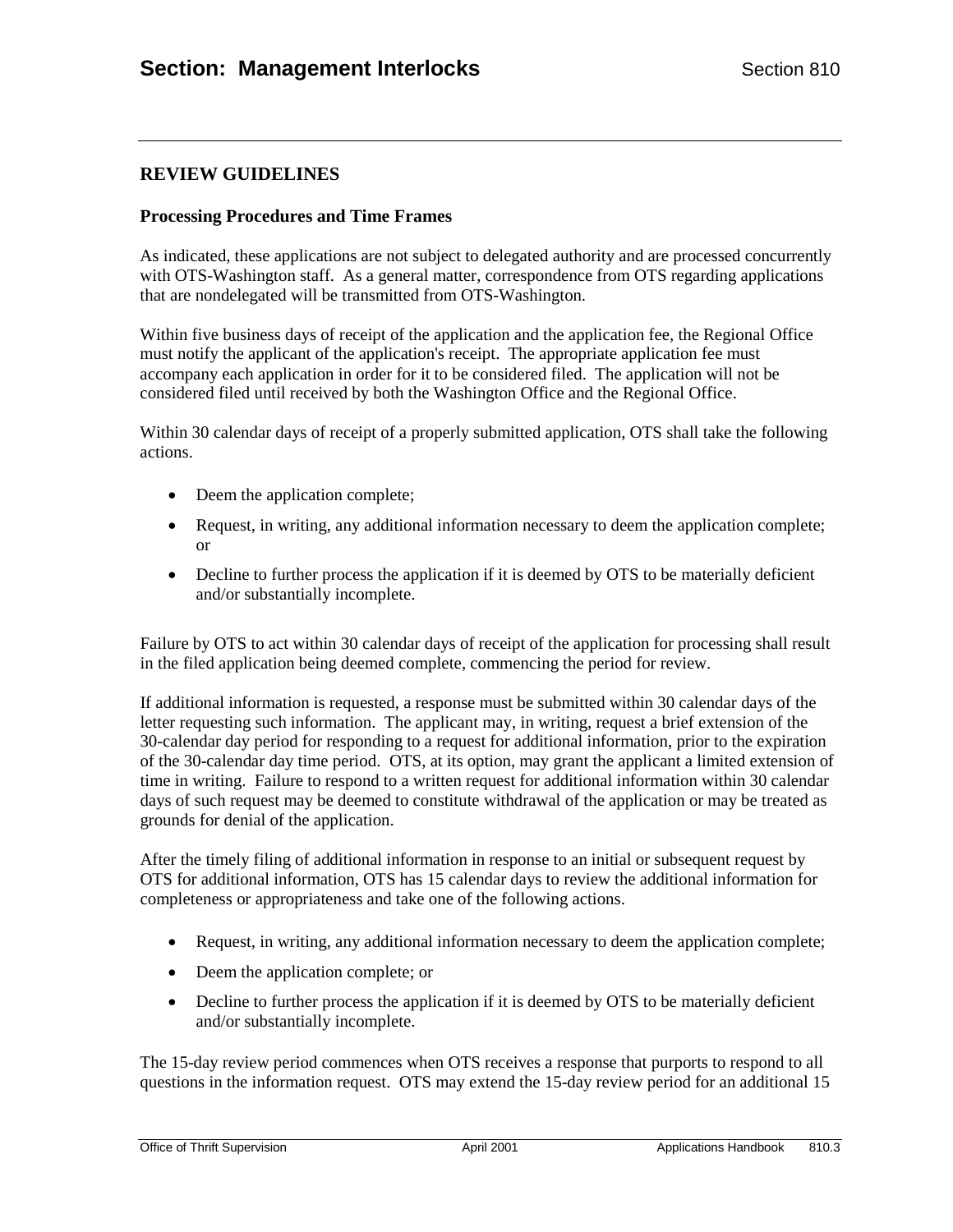## REVIEW GUIDELINES

### Processing Procedures and Time Frames

As indicated, these applications are not subject to delegated authority and are processed concurrently with OTS-Washington staff. As a general matter, correspondence from OTS regarding applications that are nondelegated will be transmitted from OTS-Washington.

Within five business days of receipt of the application and the application fee, the Regional Office must notify the applicant of the application's receipt. The appropriate application fee must accompany each application in order for it to be considered filed. The application will not be considered filed until received by both the Washington Office and the Regional Office.

Within 30 calendar days of receipt of a properly submitted application, OTS shall take the following actions.

- Deem the application complete;
- Request, in writing, any additional information necessary to deem the application complete; or
- Decline to further process the application if it is deemed by OTS to be materially deficient and/or substantially incomplete.

Failure by OTS to act within 30 calendar days of receipt of the application for processing shall result in the filed application being deemed complete, commencing the period for review.

If additional information is requested, a response must be submitted within 30 calendar days of the letter requesting such information. The applicant may, in writing, request a brief extension of the 30-calendar day period for responding to a request for additional information, prior to the expiration of the 30-calendar day time period. OTS, at its option, may grant the applicant a limited extension of time in writing. Failure to respond to a written request for additional information within 30 calendar days of such request may be deemed to constitute withdrawal of the application or may be treated as grounds for denial of the application.

After the timely filing of additional information in response to an initial or subsequent request by OTS for additional information, OTS has 15 calendar days to review the additional information for completeness or appropriateness and take one of the following actions.

- Request, in writing, any additional information necessary to deem the application complete;
- Deem the application complete; or
- Decline to further process the application if it is deemed by OTS to be materially deficient and/or substantially incomplete.

The 15-day review period commences when OTS receives a response that purports to respond to all questions in the information request. OTS may extend the 15-day review period for an additional 15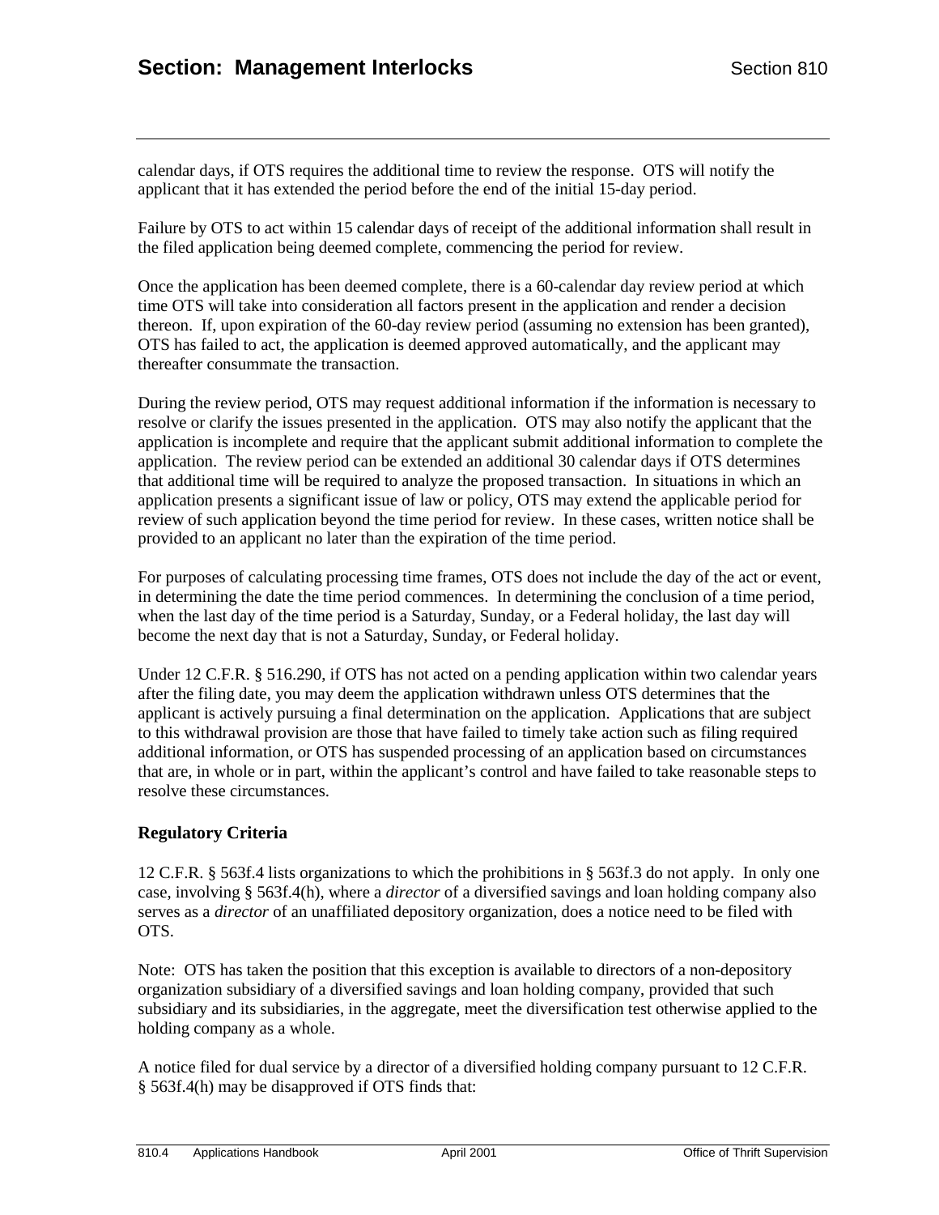calendar days, if OTS requires the additional time to review the response. OTS will notify the applicant that it has extended the period before the end of the initial 15-day period.

Failure by OTS to act within 15 calendar days of receipt of the additional information shall result in the filed application being deemed complete, commencing the period for review.

Once the application has been deemed complete, there is a 60-calendar day review period at which time OTS will take into consideration all factors present in the application and render a decision thereon. If, upon expiration of the 60-day review period (assuming no extension has been granted), OTS has failed to act, the application is deemed approved automatically, and the applicant may thereafter consummate the transaction.

During the review period, OTS may request additional information if the information is necessary to resolve or clarify the issues presented in the application. OTS may also notify the applicant that the application is incomplete and require that the applicant submit additional information to complete the application. The review period can be extended an additional 30 calendar days if OTS determines that additional time will be required to analyze the proposed transaction. In situations in which an application presents a significant issue of law or policy, OTS may extend the applicable period for review of such application beyond the time period for review. In these cases, written notice shall be provided to an applicant no later than the expiration of the time period.

For purposes of calculating processing time frames, OTS does not include the day of the act or event, in determining the date the time period commences. In determining the conclusion of a time period, when the last day of the time period is a Saturday, Sunday, or a Federal holiday, the last day will become the next day that is not a Saturday, Sunday, or Federal holiday.

Under 12 C.F.R. § 516.290, if OTS has not acted on a pending application within two calendar years after the filing date, you may deem the application withdrawn unless OTS determines that the applicant is actively pursuing a final determination on the application. Applications that are subject to this withdrawal provision are those that have failed to timely take action such as filing required additional information, or OTS has suspended processing of an application based on circumstances that are, in whole or in part, within the applicant's control and have failed to take reasonable steps to resolve these circumstances.

### Regulatory Criteria

12 C.F.R. § 563f.4 lists organizations to which the prohibitions in § 563f.3 do not apply. In only one case, involving § 563f.4(h), where a *director* of a diversified savings and loan holding company also serves as a *director* of an unaffiliated depository organization, does a notice need to be filed with OTS.

Note: OTS has taken the position that this exception is available to directors of a non-depository organization subsidiary of a diversified savings and loan holding company, provided that such subsidiary and its subsidiaries, in the aggregate, meet the diversification test otherwise applied to the holding company as a whole.

A notice filed for dual service by a director of a diversified holding company pursuant to 12 C.F.R. § 563f.4(h) may be disapproved if OTS finds that: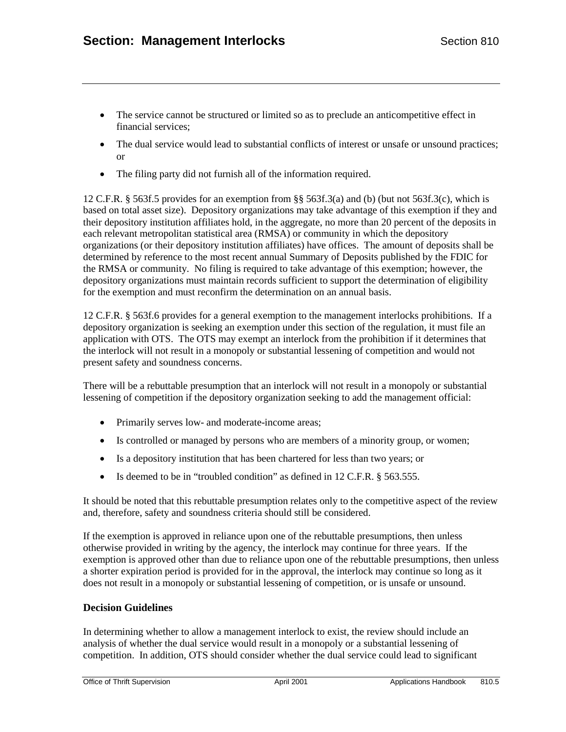- The service cannot be structured or limited so as to preclude an anticompetitive effect in financial services;
- The dual service would lead to substantial conflicts of interest or unsafe or unsound practices; or
- The filing party did not furnish all of the information required.

12 C.F.R. § 563f.5 provides for an exemption from §§ 563f.3(a) and (b) (but not 563f.3(c), which is based on total asset size). Depository organizations may take advantage of this exemption if they and their depository institution affiliates hold, in the aggregate, no more than 20 percent of the deposits in each relevant metropolitan statistical area (RMSA) or community in which the depository organizations (or their depository institution affiliates) have offices. The amount of deposits shall be determined by reference to the most recent annual Summary of Deposits published by the FDIC for the RMSA or community. No filing is required to take advantage of this exemption; however, the depository organizations must maintain records sufficient to support the determination of eligibility for the exemption and must reconfirm the determination on an annual basis.

12 C.F.R. § 563f.6 provides for a general exemption to the management interlocks prohibitions. If a depository organization is seeking an exemption under this section of the regulation, it must file an application with OTS. The OTS may exempt an interlock from the prohibition if it determines that the interlock will not result in a monopoly or substantial lessening of competition and would not present safety and soundness concerns.

There will be a rebuttable presumption that an interlock will not result in a monopoly or substantial lessening of competition if the depository organization seeking to add the management official:

- Primarily serves low- and moderate-income areas;
- Is controlled or managed by persons who are members of a minority group, or women;
- Is a depository institution that has been chartered for less than two years; or
- Is deemed to be in "troubled condition" as defined in 12 C.F.R. § 563.555.

It should be noted that this rebuttable presumption relates only to the competitive aspect of the review and, therefore, safety and soundness criteria should still be considered.

If the exemption is approved in reliance upon one of the rebuttable presumptions, then unless otherwise provided in writing by the agency, the interlock may continue for three years. If the exemption is approved other than due to reliance upon one of the rebuttable presumptions, then unless a shorter expiration period is provided for in the approval, the interlock may continue so long as it does not result in a monopoly or substantial lessening of competition, or is unsafe or unsound.

### Decision Guidelines

In determining whether to allow a management interlock to exist, the review should include an analysis of whether the dual service would result in a monopoly or a substantial lessening of competition. In addition, OTS should consider whether the dual service could lead to significant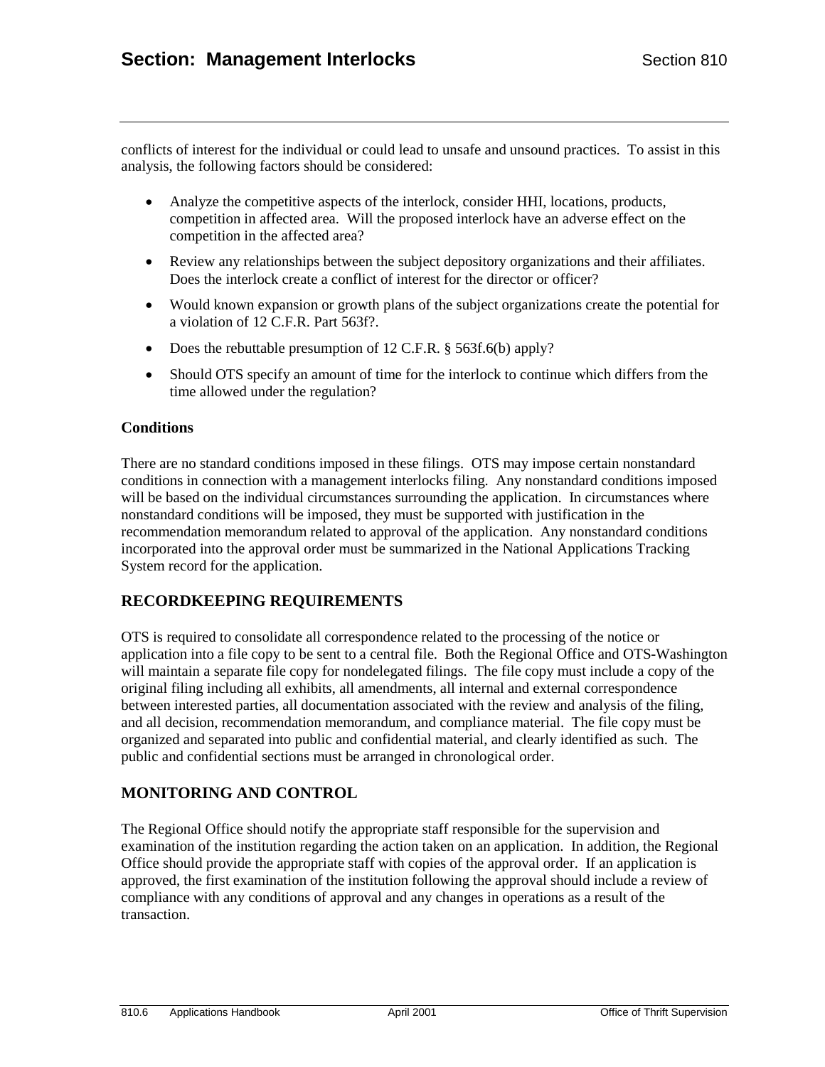conflicts of interest for the individual or could lead to unsafe and unsound practices. To assist in this analysis, the following factors should be considered:

- Analyze the competitive aspects of the interlock, consider HHI, locations, products, competition in affected area. Will the proposed interlock have an adverse effect on the competition in the affected area?
- Review any relationships between the subject depository organizations and their affiliates. Does the interlock create a conflict of interest for the director or officer?
- Would known expansion or growth plans of the subject organizations create the potential for a violation of 12 C.F.R. Part 563f?.
- Does the rebuttable presumption of 12 C.F.R. § 563f.6(b) apply?
- Should OTS specify an amount of time for the interlock to continue which differs from the time allowed under the regulation?

### Conditions

There are no standard conditions imposed in these filings. OTS may impose certain nonstandard conditions in connection with a management interlocks filing. Any nonstandard conditions imposed will be based on the individual circumstances surrounding the application. In circumstances where nonstandard conditions will be imposed, they must be supported with justification in the recommendation memorandum related to approval of the application. Any nonstandard conditions incorporated into the approval order must be summarized in the National Applications Tracking System record for the application.

## RECORDKEEPING REQUIREMENTS

OTS is required to consolidate all correspondence related to the processing of the notice or application into a file copy to be sent to a central file. Both the Regional Office and OTS-Washington will maintain a separate file copy for nondelegated filings. The file copy must include a copy of the original filing including all exhibits, all amendments, all internal and external correspondence between interested parties, all documentation associated with the review and analysis of the filing, and all decision, recommendation memorandum, and compliance material. The file copy must be organized and separated into public and confidential material, and clearly identified as such. The public and confidential sections must be arranged in chronological order.

## MONITORING AND CONTROL

The Regional Office should notify the appropriate staff responsible for the supervision and examination of the institution regarding the action taken on an application. In addition, the Regional Office should provide the appropriate staff with copies of the approval order. If an application is approved, the first examination of the institution following the approval should include a review of compliance with any conditions of approval and any changes in operations as a result of the transaction.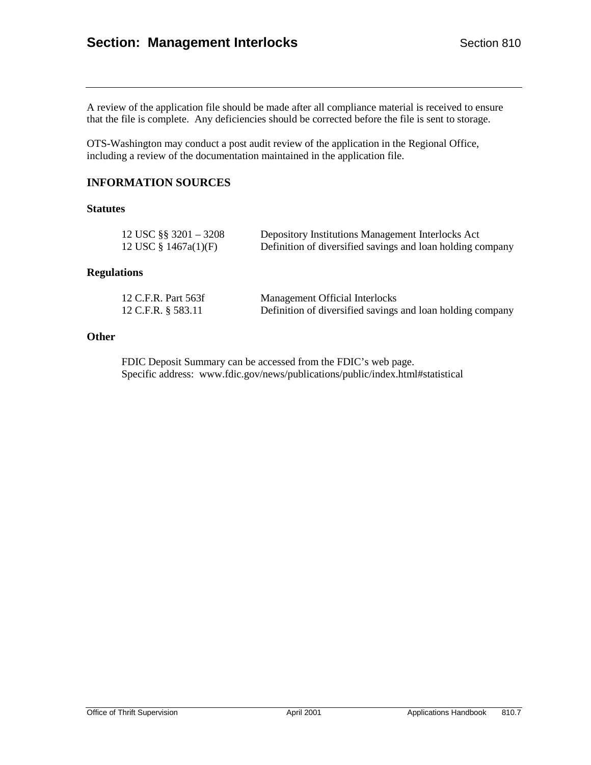A review of the application file should be made after all compliance material is received to ensure that the file is complete. Any deficiencies should be corrected before the file is sent to storage.

OTS-Washington may conduct a post audit review of the application in the Regional Office, including a review of the documentation maintained in the application file.

## INFORMATION SOURCES

### Statutes

| | |
|---|---|
| 12 USC §§ 3201 – 3208 | Depository Institutions Management Interlocks Act |
| 12 USC § 1467a(1)(F) | Definition of diversified savings and loan holding company |

### Regulations

| | |
|---|---|
| 12 C.F.R. Part 563f | Management Official Interlocks |
| 12 C.F.R. § 583.11 | Definition of diversified savings and loan holding company |

### Other

FDIC Deposit Summary can be accessed from the FDIC's web page.
Specific address: www.fdic.gov/news/publications/public/index.html#statistical